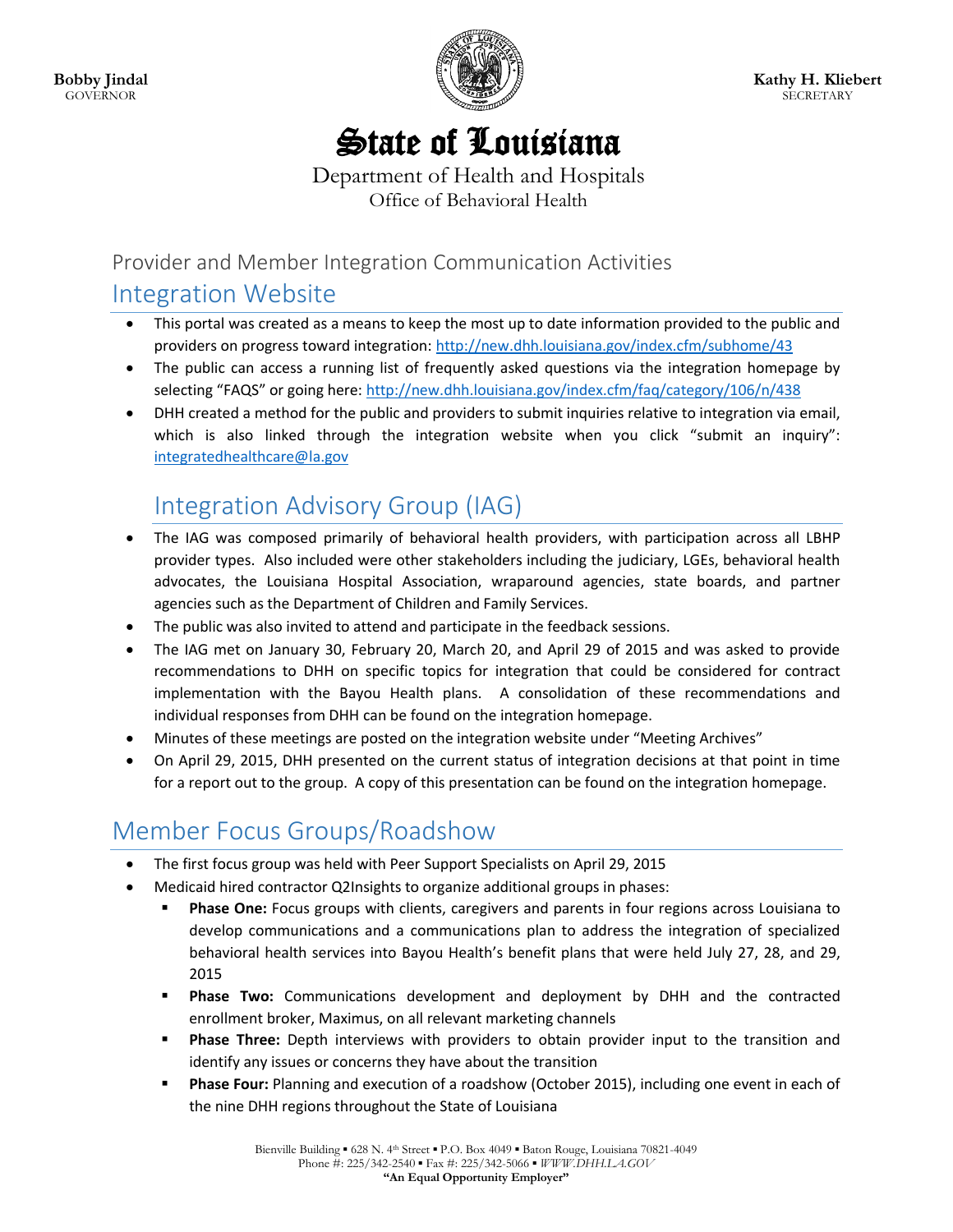**Bobby Jindal**
GOVERNOR

**Kathy H. Kliebert**
SECRETARY

# State of Louisiana

Department of Health and Hospitals
Office of Behavioral Health

## Provider and Member Integration Communication Activities

## Integration Website

- This portal was created as a means to keep the most up to date information provided to the public and providers on progress toward integration: http://new.dhh.louisiana.gov/index.cfm/subhome/43
- The public can access a running list of frequently asked questions via the integration homepage by selecting "FAQS" or going here: http://new.dhh.louisiana.gov/index.cfm/faq/category/106/n/438
- DHH created a method for the public and providers to submit inquiries relative to integration via email, which is also linked through the integration website when you click "submit an inquiry": integratedhealthcare@la.gov

## Integration Advisory Group (IAG)

- The IAG was composed primarily of behavioral health providers, with participation across all LBHP provider types. Also included were other stakeholders including the judiciary, LGEs, behavioral health advocates, the Louisiana Hospital Association, wraparound agencies, state boards, and partner agencies such as the Department of Children and Family Services.
- The public was also invited to attend and participate in the feedback sessions.
- The IAG met on January 30, February 20, March 20, and April 29 of 2015 and was asked to provide recommendations to DHH on specific topics for integration that could be considered for contract implementation with the Bayou Health plans. A consolidation of these recommendations and individual responses from DHH can be found on the integration homepage.
- Minutes of these meetings are posted on the integration website under "Meeting Archives"
- On April 29, 2015, DHH presented on the current status of integration decisions at that point in time for a report out to the group. A copy of this presentation can be found on the integration homepage.

## Member Focus Groups/Roadshow

- The first focus group was held with Peer Support Specialists on April 29, 2015
- Medicaid hired contractor Q2Insights to organize additional groups in phases:
  - **Phase One:** Focus groups with clients, caregivers and parents in four regions across Louisiana to develop communications and a communications plan to address the integration of specialized behavioral health services into Bayou Health's benefit plans that were held July 27, 28, and 29, 2015
  - **Phase Two:** Communications development and deployment by DHH and the contracted enrollment broker, Maximus, on all relevant marketing channels
  - **Phase Three:** Depth interviews with providers to obtain provider input to the transition and identify any issues or concerns they have about the transition
  - **Phase Four:** Planning and execution of a roadshow (October 2015), including one event in each of the nine DHH regions throughout the State of Louisiana

Bienville Building ▪ 628 N. 4th Street ▪ P.O. Box 4049 ▪ Baton Rouge, Louisiana 70821-4049
Phone #: 225/342-2540 ▪ Fax #: 225/342-5066 ▪ *WWW.DHH.LA.GOV*
**"An Equal Opportunity Employer"**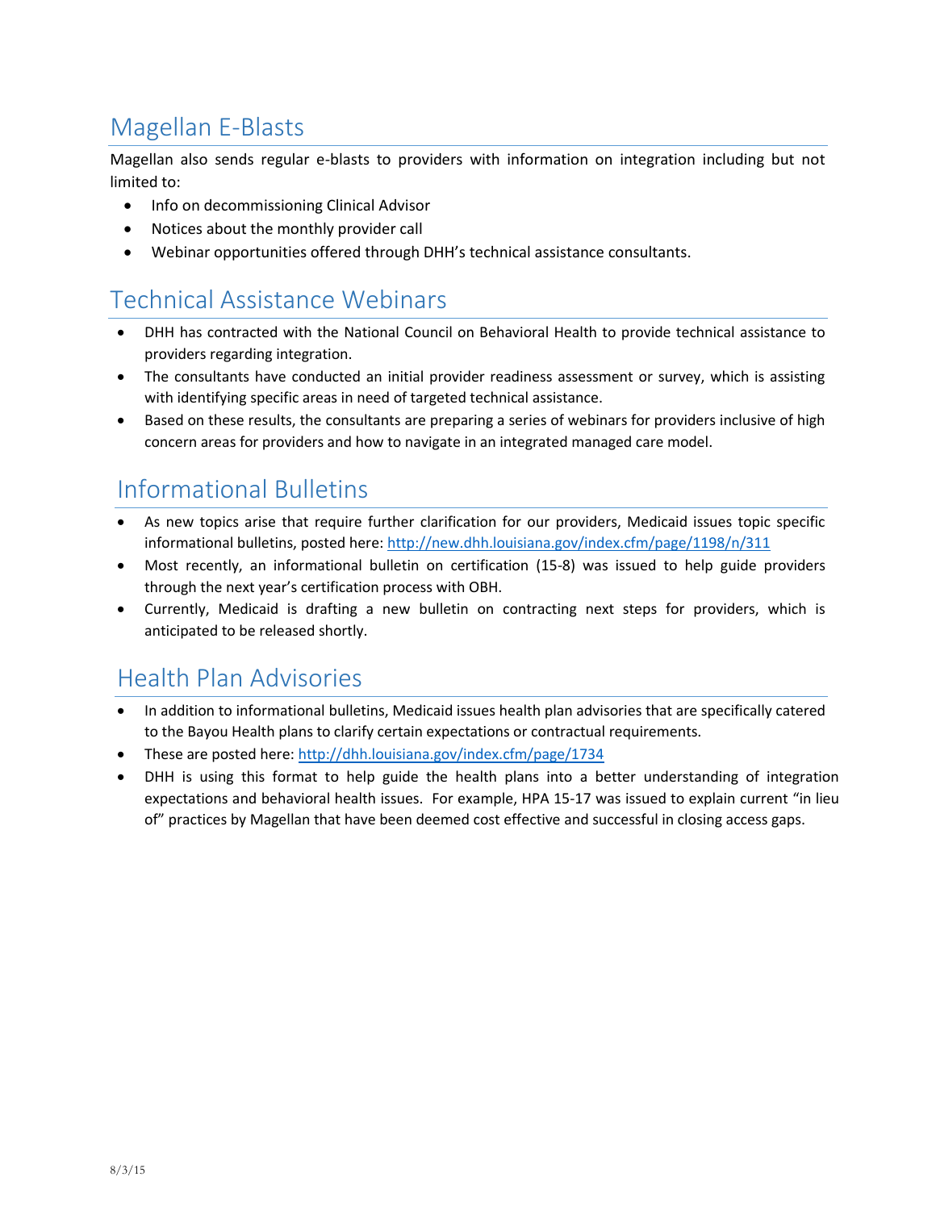## Magellan E-Blasts

Magellan also sends regular e-blasts to providers with information on integration including but not limited to:

- Info on decommissioning Clinical Advisor
- Notices about the monthly provider call
- Webinar opportunities offered through DHH's technical assistance consultants.

## Technical Assistance Webinars

- DHH has contracted with the National Council on Behavioral Health to provide technical assistance to providers regarding integration.
- The consultants have conducted an initial provider readiness assessment or survey, which is assisting with identifying specific areas in need of targeted technical assistance.
- Based on these results, the consultants are preparing a series of webinars for providers inclusive of high concern areas for providers and how to navigate in an integrated managed care model.

## Informational Bulletins

- As new topics arise that require further clarification for our providers, Medicaid issues topic specific informational bulletins, posted here: http://new.dhh.louisiana.gov/index.cfm/page/1198/n/311
- Most recently, an informational bulletin on certification (15-8) was issued to help guide providers through the next year's certification process with OBH.
- Currently, Medicaid is drafting a new bulletin on contracting next steps for providers, which is anticipated to be released shortly.

## Health Plan Advisories

- In addition to informational bulletins, Medicaid issues health plan advisories that are specifically catered to the Bayou Health plans to clarify certain expectations or contractual requirements.
- These are posted here: http://dhh.louisiana.gov/index.cfm/page/1734
- DHH is using this format to help guide the health plans into a better understanding of integration expectations and behavioral health issues. For example, HPA 15-17 was issued to explain current "in lieu of" practices by Magellan that have been deemed cost effective and successful in closing access gaps.